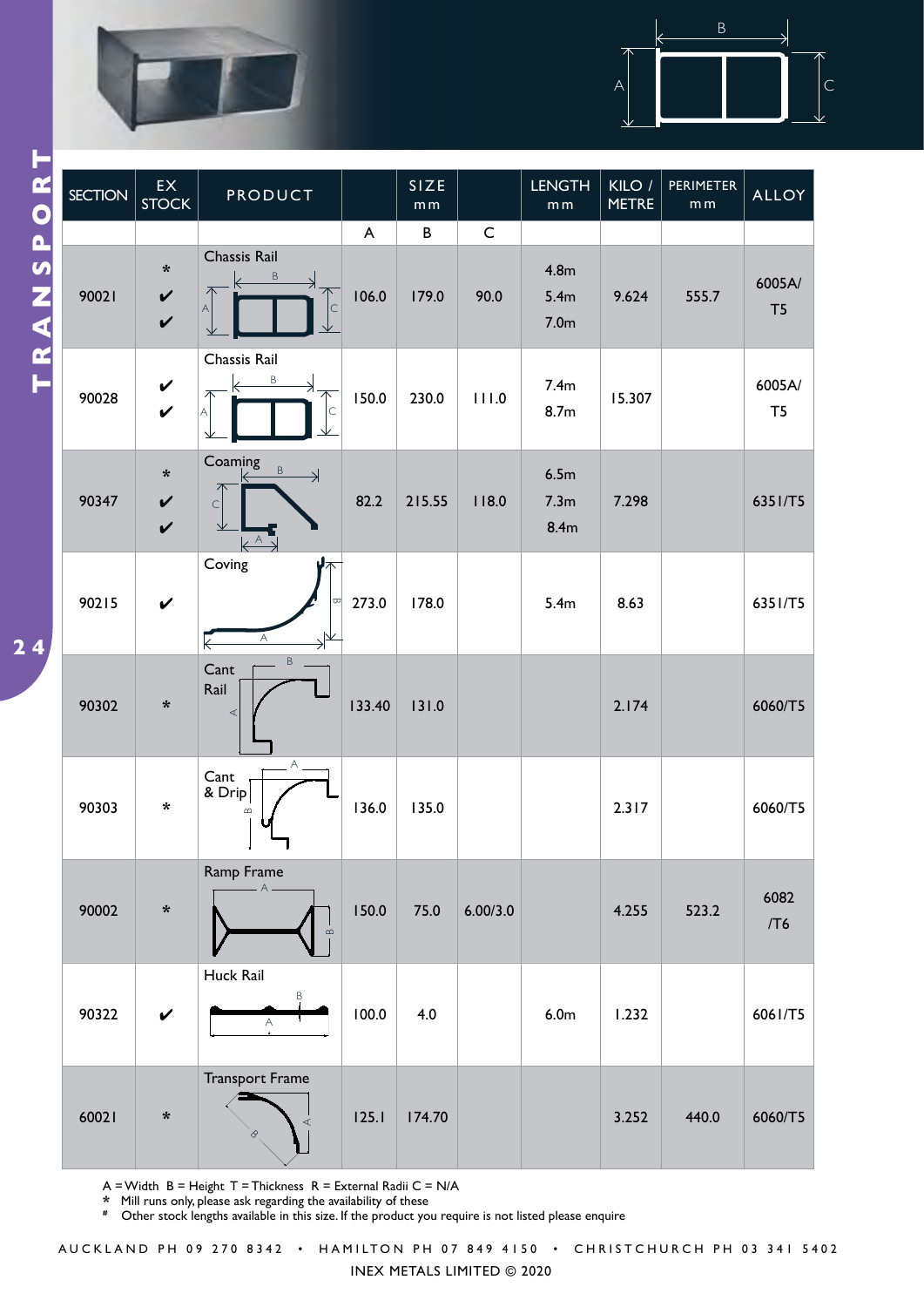# TRANSPORT

| SECTION | EX STOCK | PRODUCT | SIZE mm | | | LENGTH mm | KILO / METRE | PERIMETER mm | ALLOY |
|---|---|---|---|---|---|---|---|---|---|
| | | | A | B | C | | | | |
| 90021 | * ✔ ✔ | Chassis Rail | 106.0 | 179.0 | 90.0 | 4.8m 5.4m 7.0m | 9.624 | 555.7 | 6005A/T5 |
| 90028 | ✔ ✔ | Chassis Rail | 150.0 | 230.0 | 111.0 | 7.4m 8.7m | 15.307 | | 6005A/T5 |
| 90347 | * ✔ ✔ | Coaming | 82.2 | 215.55 | 118.0 | 6.5m 7.3m 8.4m | 7.298 | | 6351/T5 |
| 90215 | ✔ | Coving | 273.0 | 178.0 | | 5.4m | 8.63 | | 6351/T5 |
| 90302 | * | Cant Rail | 133.40 | 131.0 | | | 2.174 | | 6060/T5 |
| 90303 | * | Cant & Drip | 136.0 | 135.0 | | | 2.317 | | 6060/T5 |
| 90002 | * | Ramp Frame | 150.0 | 75.0 | 6.00/3.0 | | 4.255 | 523.2 | 6082/T6 |
| 90322 | ✔ | Huck Rail | 100.0 | 4.0 | | 6.0m | 1.232 | | 6061/T5 |
| 60021 | * | Transport Frame | 125.1 | 174.70 | | | 3.252 | 440.0 | 6060/T5 |

A = Width B = Height T = Thickness R = External Radii C = N/A

\* Mill runs only, please ask regarding the availability of these

\# Other stock lengths available in this size. If the product you require is not listed please enquire

AUCKLAND PH 09 270 8342 • HAMILTON PH 07 849 4150 • CHRISTCHURCH PH 03 341 5402

INEX METALS LIMITED © 2020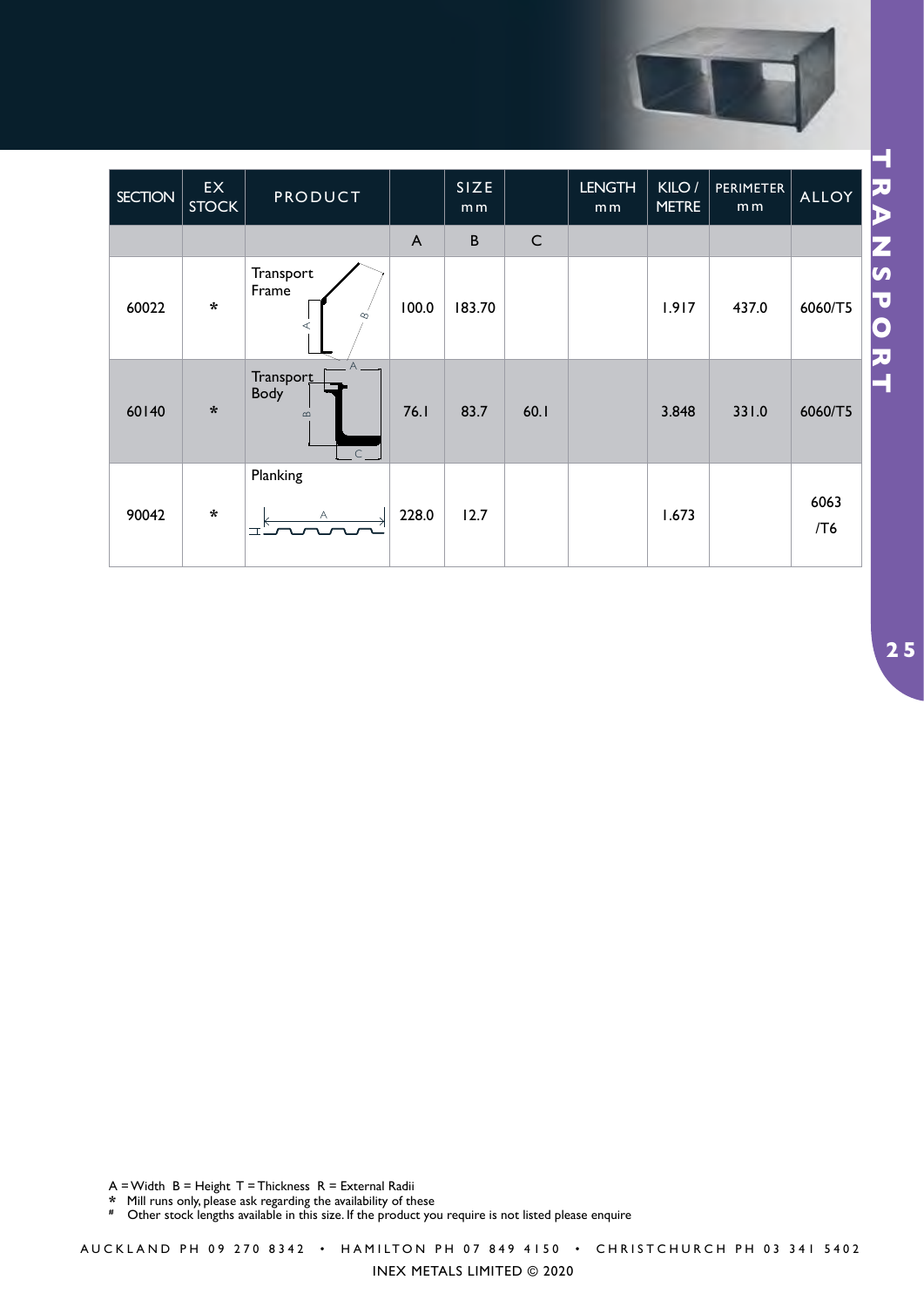| SECTION | EX STOCK | PRODUCT | SIZE mm | | | LENGTH mm | KILO / METRE | PERIMETER mm | ALLOY |
|---|---|---|---|---|---|---|---|---|---|
| | | | A | B | C | | | | |
| 60022 | * | Transport Frame | 100.0 | 183.70 | | | 1.917 | 437.0 | 6060/T5 |
| 60140 | * | Transport Body | 76.1 | 83.7 | 60.1 | | 3.848 | 331.0 | 6060/T5 |
| 90042 | * | Planking | 228.0 | 12.7 | | | 1.673 | | 6063 /T6 |

A = Width B = Height T = Thickness R = External Radii

* Mill runs only, please ask regarding the availability of these

# Other stock lengths available in this size. If the product you require is not listed please enquire

AUCKLAND PH 09 270 8342 • HAMILTON PH 07 849 4150 • CHRISTCHURCH PH 03 341 5402

INEX METALS LIMITED © 2020